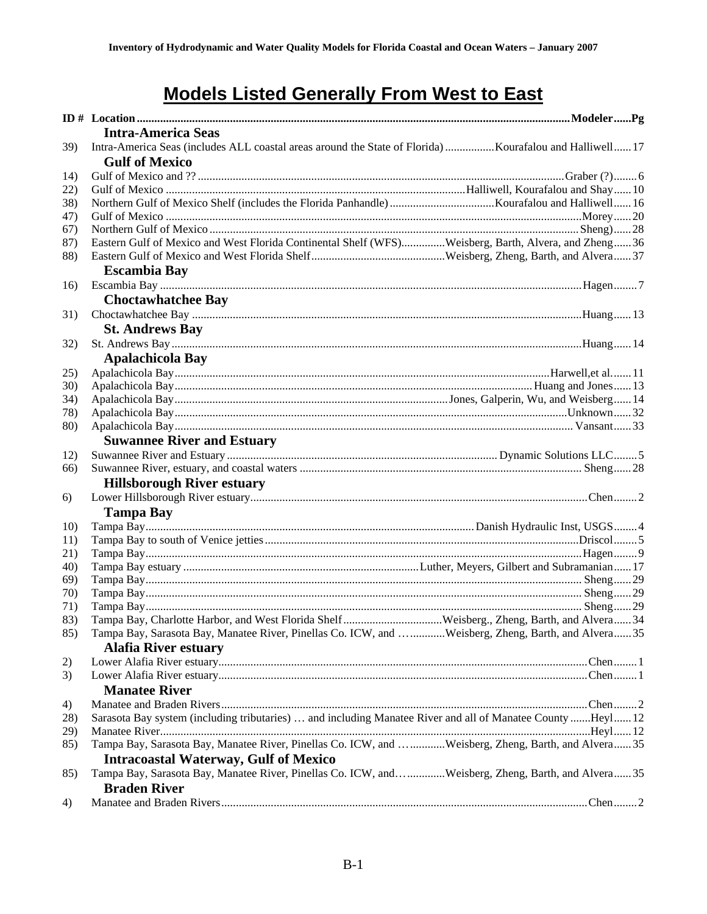# Models Listed Generally From West to East

| ID # | Location | Modeler | Pg |
|---|---|---|---|
| | **Intra-America Seas** | | |
| 39) | Intra-America Seas (includes ALL coastal areas around the State of Florida) | Kourafalou and Halliwell | 17 |
| | **Gulf of Mexico** | | |
| 14) | Gulf of Mexico and ?? | Graber (?) | 6 |
| 22) | Gulf of Mexico | Halliwell, Kourafalou and Shay | 10 |
| 38) | Northern Gulf of Mexico Shelf (includes the Florida Panhandle) | Kourafalou and Halliwell | 16 |
| 47) | Gulf of Mexico | Morey | 20 |
| 67) | Northern Gulf of Mexico | Sheng) | 28 |
| 87) | Eastern Gulf of Mexico and West Florida Continental Shelf (WFS) | Weisberg, Barth, Alvera, and Zheng | 36 |
| 88) | Eastern Gulf of Mexico and West Florida Shelf | Weisberg, Zheng, Barth, and Alvera | 37 |
| | **Escambia Bay** | | |
| 16) | Escambia Bay | Hagen | 7 |
| | **Choctawhatchee Bay** | | |
| 31) | Choctawhatchee Bay | Huang | 13 |
| | **St. Andrews Bay** | | |
| 32) | St. Andrews Bay | Huang | 14 |
| | **Apalachicola Bay** | | |
| 25) | Apalachicola Bay | Harwell,et al. | 11 |
| 30) | Apalachicola Bay | Huang and Jones | 13 |
| 34) | Apalachicola Bay | Jones, Galperin, Wu, and Weisberg | 14 |
| 78) | Apalachicola Bay | Unknown | 32 |
| 80) | Apalachicola Bay | Vansant | 33 |
| | **Suwannee River and Estuary** | | |
| 12) | Suwannee River and Estuary | Dynamic Solutions LLC | 5 |
| 66) | Suwannee River, estuary, and coastal waters | Sheng | 28 |
| | **Hillsborough River estuary** | | |
| 6) | Lower Hillsborough River estuary | Chen | 2 |
| | **Tampa Bay** | | |
| 10) | Tampa Bay | Danish Hydraulic Inst, USGS | 4 |
| 11) | Tampa Bay to south of Venice jetties | Driscol | 5 |
| 21) | Tampa Bay | Hagen | 9 |
| 40) | Tampa Bay estuary | Luther, Meyers, Gilbert and Subramanian | 17 |
| 69) | Tampa Bay | Sheng | 29 |
| 70) | Tampa Bay | Sheng | 29 |
| 71) | Tampa Bay | Sheng | 29 |
| 83) | Tampa Bay, Charlotte Harbor, and West Florida Shelf | Weisberg., Zheng, Barth, and Alvera | 34 |
| 85) | Tampa Bay, Sarasota Bay, Manatee River, Pinellas Co. ICW, and … | Weisberg, Zheng, Barth, and Alvera | 35 |
| | **Alafia River estuary** | | |
| 2) | Lower Alafia River estuary | Chen | 1 |
| 3) | Lower Alafia River estuary | Chen | 1 |
| | **Manatee River** | | |
| 4) | Manatee and Braden Rivers | Chen | 2 |
| 28) | Sarasota Bay system (including tributaries) … and including Manatee River and all of Manatee County | Heyl | 12 |
| 29) | Manatee River | Heyl | 12 |
| 85) | Tampa Bay, Sarasota Bay, Manatee River, Pinellas Co. ICW, and … | Weisberg, Zheng, Barth, and Alvera | 35 |
| | **Intracoastal Waterway, Gulf of Mexico** | | |
| 85) | Tampa Bay, Sarasota Bay, Manatee River, Pinellas Co. ICW, and… | Weisberg, Zheng, Barth, and Alvera | 35 |
| | **Braden River** | | |
| 4) | Manatee and Braden Rivers | Chen | 2 |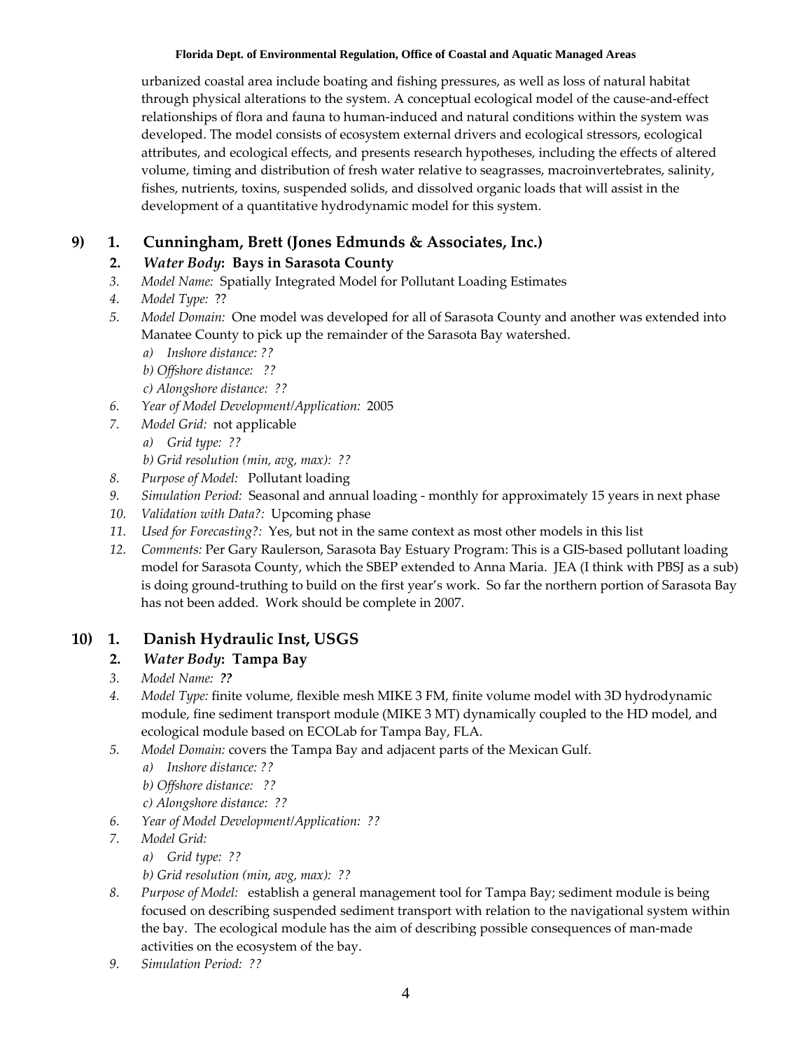urbanized coastal area include boating and fishing pressures, as well as loss of natural habitat through physical alterations to the system. A conceptual ecological model of the cause-and-effect relationships of flora and fauna to human-induced and natural conditions within the system was developed. The model consists of ecosystem external drivers and ecological stressors, ecological attributes, and ecological effects, and presents research hypotheses, including the effects of altered volume, timing and distribution of fresh water relative to seagrasses, macroinvertebrates, salinity, fishes, nutrients, toxins, suspended solids, and dissolved organic loads that will assist in the development of a quantitative hydrodynamic model for this system.

## 9) 1. Cunningham, Brett (Jones Edmunds & Associates, Inc.)

2. ***Water Body*: Bays in Sarasota County**
3. *Model Name:* Spatially Integrated Model for Pollutant Loading Estimates
4. *Model Type:* ??
5. *Model Domain:* One model was developed for all of Sarasota County and another was extended into Manatee County to pick up the remainder of the Sarasota Bay watershed.
   - *a) Inshore distance: ??*
   - *b) Offshore distance: ??*
   - *c) Alongshore distance: ??*
6. *Year of Model Development/Application:* 2005
7. *Model Grid:* not applicable
   - *a) Grid type: ??*
   - *b) Grid resolution (min, avg, max): ??*
8. *Purpose of Model:* Pollutant loading
9. *Simulation Period:* Seasonal and annual loading - monthly for approximately 15 years in next phase
10. *Validation with Data?:* Upcoming phase
11. *Used for Forecasting?:* Yes, but not in the same context as most other models in this list
12. *Comments:* Per Gary Raulerson, Sarasota Bay Estuary Program: This is a GIS-based pollutant loading model for Sarasota County, which the SBEP extended to Anna Maria. JEA (I think with PBSJ as a sub) is doing ground-truthing to build on the first year's work. So far the northern portion of Sarasota Bay has not been added. Work should be complete in 2007.

## 10) 1. Danish Hydraulic Inst, USGS

2. ***Water Body*: Tampa Bay**
3. *Model Name:* ***??***
4. *Model Type:* finite volume, flexible mesh MIKE 3 FM, finite volume model with 3D hydrodynamic module, fine sediment transport module (MIKE 3 MT) dynamically coupled to the HD model, and ecological module based on ECOLab for Tampa Bay, FLA.
5. *Model Domain:* covers the Tampa Bay and adjacent parts of the Mexican Gulf.
   - *a) Inshore distance: ??*
   - *b) Offshore distance: ??*
   - *c) Alongshore distance: ??*
6. *Year of Model Development/Application: ??*
7. *Model Grid:*
   - *a) Grid type: ??*
   - *b) Grid resolution (min, avg, max): ??*
8. *Purpose of Model:* establish a general management tool for Tampa Bay; sediment module is being focused on describing suspended sediment transport with relation to the navigational system within the bay. The ecological module has the aim of describing possible consequences of man-made activities on the ecosystem of the bay.
9. *Simulation Period: ??*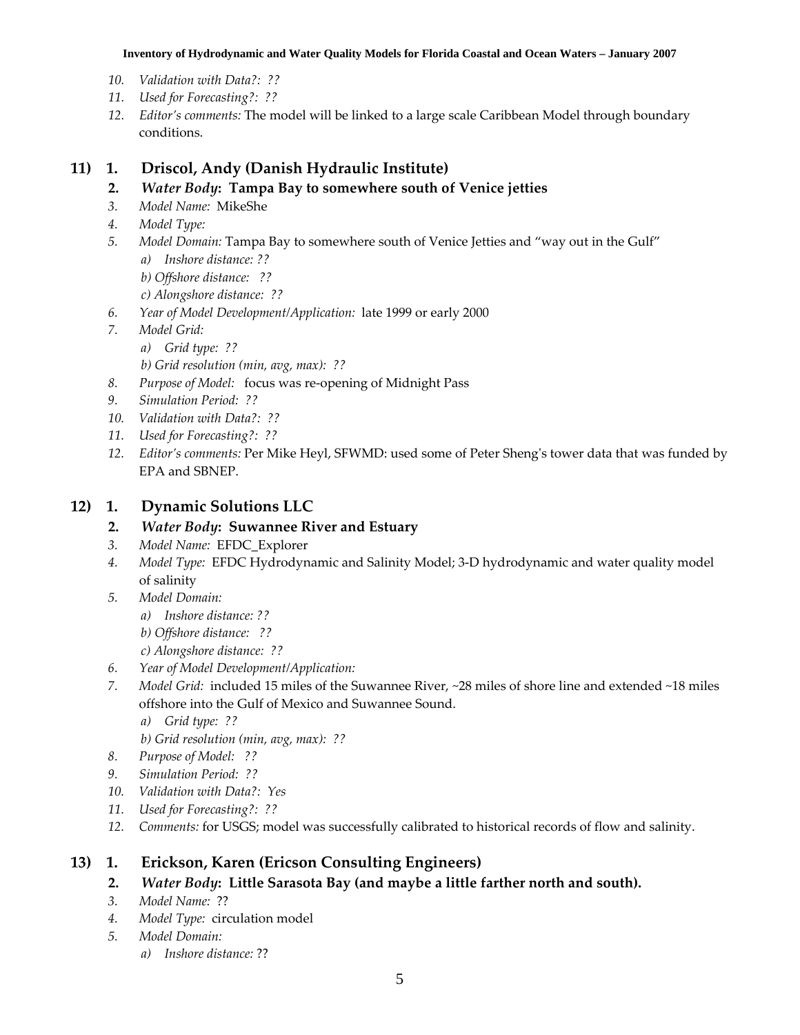10. *Validation with Data?: ??*
11. *Used for Forecasting?: ??*
12. *Editor's comments:* The model will be linked to a large scale Caribbean Model through boundary conditions.

## 11) 1. Driscol, Andy (Danish Hydraulic Institute)

2. ***Water Body*: Tampa Bay to somewhere south of Venice jetties**
3. *Model Name:* MikeShe
4. *Model Type:*
5. *Model Domain:* Tampa Bay to somewhere south of Venice Jetties and "way out in the Gulf"
   a) *Inshore distance: ??*
   b) *Offshore distance: ??*
   c) *Alongshore distance: ??*
6. *Year of Model Development/Application:* late 1999 or early 2000
7. *Model Grid:*
   a) *Grid type: ??*
   b) *Grid resolution (min, avg, max): ??*
8. *Purpose of Model:* focus was re-opening of Midnight Pass
9. *Simulation Period: ??*
10. *Validation with Data?: ??*
11. *Used for Forecasting?: ??*
12. *Editor's comments:* Per Mike Heyl, SFWMD: used some of Peter Sheng's tower data that was funded by EPA and SBNEP.

## 12) 1. Dynamic Solutions LLC

2. ***Water Body*: Suwannee River and Estuary**
3. *Model Name:* EFDC_Explorer
4. *Model Type:* EFDC Hydrodynamic and Salinity Model; 3-D hydrodynamic and water quality model of salinity
5. *Model Domain:*
   a) *Inshore distance: ??*
   b) *Offshore distance: ??*
   c) *Alongshore distance: ??*
6. *Year of Model Development/Application:*
7. *Model Grid:* included 15 miles of the Suwannee River, ~28 miles of shore line and extended ~18 miles offshore into the Gulf of Mexico and Suwannee Sound.
   a) *Grid type: ??*
   b) *Grid resolution (min, avg, max): ??*
8. *Purpose of Model: ??*
9. *Simulation Period: ??*
10. *Validation with Data?: Yes*
11. *Used for Forecasting?: ??*
12. *Comments:* for USGS; model was successfully calibrated to historical records of flow and salinity.

## 13) 1. Erickson, Karen (Ericson Consulting Engineers)

2. ***Water Body*: Little Sarasota Bay (and maybe a little farther north and south).**
3. *Model Name:* ??
4. *Model Type:* circulation model
5. *Model Domain:*
   a) *Inshore distance:* ??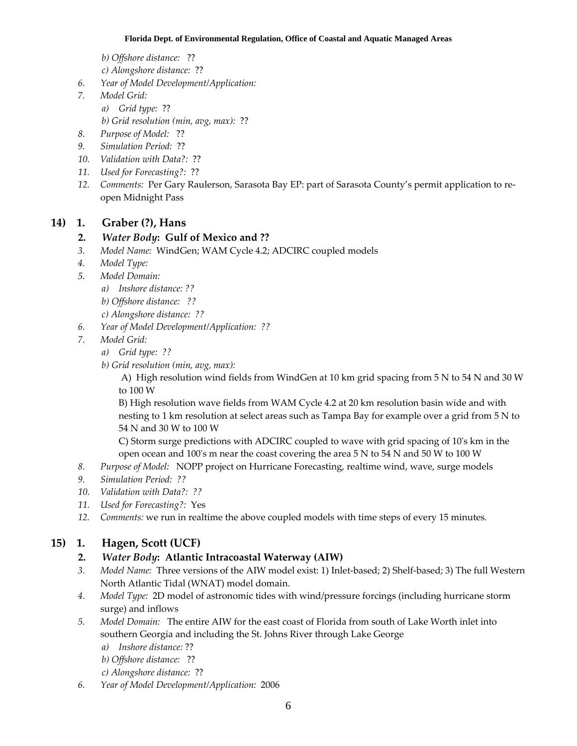- *b) Offshore distance:* ??
   - *c) Alongshore distance:* ??
6. *Year of Model Development/Application:*
7. *Model Grid:*
   - *a) Grid type:* ??
   - *b) Grid resolution (min, avg, max):* ??
8. *Purpose of Model:* ??
9. *Simulation Period:* ??
10. *Validation with Data?:* ??
11. *Used for Forecasting?:* ??
12. *Comments:* Per Gary Raulerson, Sarasota Bay EP: part of Sarasota County's permit application to re-open Midnight Pass

## 14) 1. Graber (?), Hans

**2. *Water Body*: Gulf of Mexico and ??**

3. *Model Name:* WindGen; WAM Cycle 4.2; ADCIRC coupled models
4. *Model Type:*
5. *Model Domain:*
   - *a) Inshore distance: ??*
   - *b) Offshore distance: ??*
   - *c) Alongshore distance: ??*
6. *Year of Model Development/Application: ??*
7. *Model Grid:*
   - *a) Grid type: ??*
   - *b) Grid resolution (min, avg, max):*

     A) High resolution wind fields from WindGen at 10 km grid spacing from 5 N to 54 N and 30 W to 100 W

     B) High resolution wave fields from WAM Cycle 4.2 at 20 km resolution basin wide and with nesting to 1 km resolution at select areas such as Tampa Bay for example over a grid from 5 N to 54 N and 30 W to 100 W

     C) Storm surge predictions with ADCIRC coupled to wave with grid spacing of 10's km in the open ocean and 100's m near the coast covering the area 5 N to 54 N and 50 W to 100 W
8. *Purpose of Model:* NOPP project on Hurricane Forecasting, realtime wind, wave, surge models
9. *Simulation Period: ??*
10. *Validation with Data?: ??*
11. *Used for Forecasting?:* Yes
12. *Comments:* we run in realtime the above coupled models with time steps of every 15 minutes.

## 15) 1. Hagen, Scott (UCF)

**2. *Water Body*: Atlantic Intracoastal Waterway (AIW)**

3. *Model Name:* Three versions of the AIW model exist: 1) Inlet-based; 2) Shelf-based; 3) The full Western North Atlantic Tidal (WNAT) model domain.
4. *Model Type:* 2D model of astronomic tides with wind/pressure forcings (including hurricane storm surge) and inflows
5. *Model Domain:* The entire AIW for the east coast of Florida from south of Lake Worth inlet into southern Georgia and including the St. Johns River through Lake George
   - *a) Inshore distance:* ??
   - *b) Offshore distance:* ??
   - *c) Alongshore distance:* ??
6. *Year of Model Development/Application:* 2006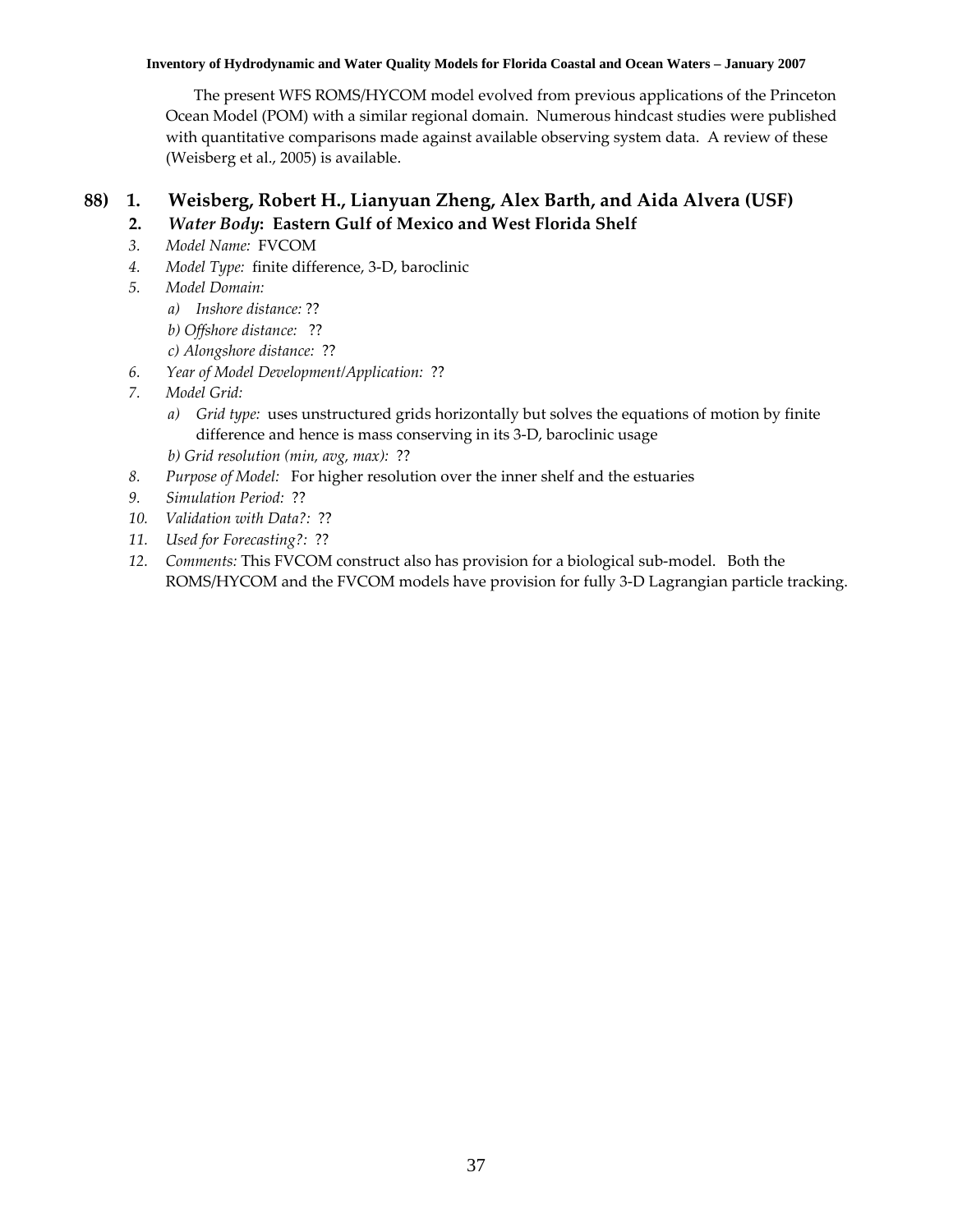The present WFS ROMS/HYCOM model evolved from previous applications of the Princeton Ocean Model (POM) with a similar regional domain. Numerous hindcast studies were published with quantitative comparisons made against available observing system data. A review of these (Weisberg et al., 2005) is available.

**88) 1. Weisberg, Robert H., Lianyuan Zheng, Alex Barth, and Aida Alvera (USF)**

**2. *Water Body*: Eastern Gulf of Mexico and West Florida Shelf**

3. *Model Name:* FVCOM
4. *Model Type:* finite difference, 3-D, baroclinic
5. *Model Domain:*
   - *a) Inshore distance:* ??
   - *b) Offshore distance:* ??
   - *c) Alongshore distance:* ??
6. *Year of Model Development/Application:* ??
7. *Model Grid:*
   - *a) Grid type:* uses unstructured grids horizontally but solves the equations of motion by finite difference and hence is mass conserving in its 3-D, baroclinic usage
   - *b) Grid resolution (min, avg, max):* ??
8. *Purpose of Model:* For higher resolution over the inner shelf and the estuaries
9. *Simulation Period:* ??
10. *Validation with Data?:* ??
11. *Used for Forecasting?:* ??
12. *Comments:* This FVCOM construct also has provision for a biological sub-model. Both the ROMS/HYCOM and the FVCOM models have provision for fully 3-D Lagrangian particle tracking.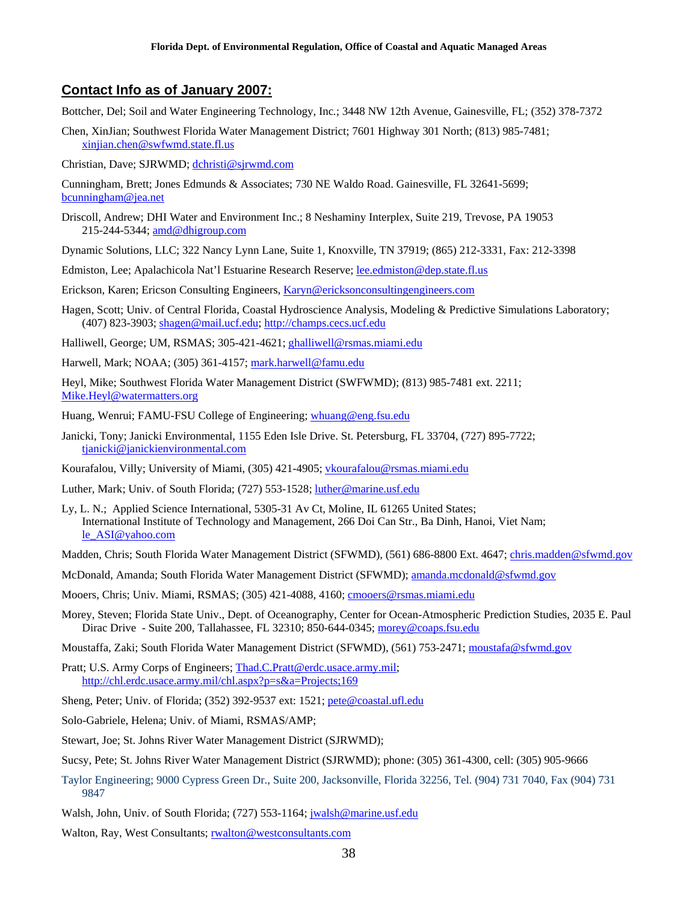## Contact Info as of January 2007:

Bottcher, Del; Soil and Water Engineering Technology, Inc.; 3448 NW 12th Avenue, Gainesville, FL; (352) 378-7372

Chen, XinJian; Southwest Florida Water Management District; 7601 Highway 301 North; (813) 985-7481; xinjian.chen@swfwmd.state.fl.us

Christian, Dave; SJRWMD; dchristi@sjrwmd.com

Cunningham, Brett; Jones Edmunds & Associates; 730 NE Waldo Road. Gainesville, FL 32641-5699; bcunningham@jea.net

Driscoll, Andrew; DHI Water and Environment Inc.; 8 Neshaminy Interplex, Suite 219, Trevose, PA 19053 215-244-5344; amd@dhigroup.com

Dynamic Solutions, LLC; 322 Nancy Lynn Lane, Suite 1, Knoxville, TN 37919; (865) 212-3331, Fax: 212-3398

Edmiston, Lee; Apalachicola Nat'l Estuarine Research Reserve; lee.edmiston@dep.state.fl.us

Erickson, Karen; Ericson Consulting Engineers, Karyn@ericksonconsultingengineers.com

Hagen, Scott; Univ. of Central Florida, Coastal Hydroscience Analysis, Modeling & Predictive Simulations Laboratory; (407) 823-3903; shagen@mail.ucf.edu; http://champs.cecs.ucf.edu

Halliwell, George; UM, RSMAS; 305-421-4621; ghalliwell@rsmas.miami.edu

Harwell, Mark; NOAA; (305) 361-4157; mark.harwell@famu.edu

Heyl, Mike; Southwest Florida Water Management District (SWFWMD); (813) 985-7481 ext. 2211; Mike.Heyl@watermatters.org

Huang, Wenrui; FAMU-FSU College of Engineering; whuang@eng.fsu.edu

Janicki, Tony; Janicki Environmental, 1155 Eden Isle Drive. St. Petersburg, FL 33704, (727) 895-7722; tjanicki@janickienvironmental.com

Kourafalou, Villy; University of Miami, (305) 421-4905; vkourafalou@rsmas.miami.edu

Luther, Mark; Univ. of South Florida; (727) 553-1528; luther@marine.usf.edu

Ly, L. N.; Applied Science International, 5305-31 Av Ct, Moline, IL 61265 United States; International Institute of Technology and Management, 266 Doi Can Str., Ba Dinh, Hanoi, Viet Nam; le_ASI@yahoo.com

Madden, Chris; South Florida Water Management District (SFWMD), (561) 686-8800 Ext. 4647; chris.madden@sfwmd.gov

McDonald, Amanda; South Florida Water Management District (SFWMD); amanda.mcdonald@sfwmd.gov

Mooers, Chris; Univ. Miami, RSMAS; (305) 421-4088, 4160; cmooers@rsmas.miami.edu

Morey, Steven; Florida State Univ., Dept. of Oceanography, Center for Ocean-Atmospheric Prediction Studies, 2035 E. Paul Dirac Drive - Suite 200, Tallahassee, FL 32310; 850-644-0345; morey@coaps.fsu.edu

Moustaffa, Zaki; South Florida Water Management District (SFWMD), (561) 753-2471; moustafa@sfwmd.gov

Pratt; U.S. Army Corps of Engineers; Thad.C.Pratt@erdc.usace.army.mil; http://chl.erdc.usace.army.mil/chl.aspx?p=s&a=Projects;169

Sheng, Peter; Univ. of Florida; (352) 392-9537 ext: 1521; pete@coastal.ufl.edu

Solo-Gabriele, Helena; Univ. of Miami, RSMAS/AMP;

Stewart, Joe; St. Johns River Water Management District (SJRWMD);

Sucsy, Pete; St. Johns River Water Management District (SJRWMD); phone: (305) 361-4300, cell: (305) 905-9666

Taylor Engineering; 9000 Cypress Green Dr., Suite 200, Jacksonville, Florida 32256, Tel. (904) 731 7040, Fax (904) 731 9847

Walsh, John, Univ. of South Florida; (727) 553-1164; jwalsh@marine.usf.edu

Walton, Ray, West Consultants; rwalton@westconsultants.com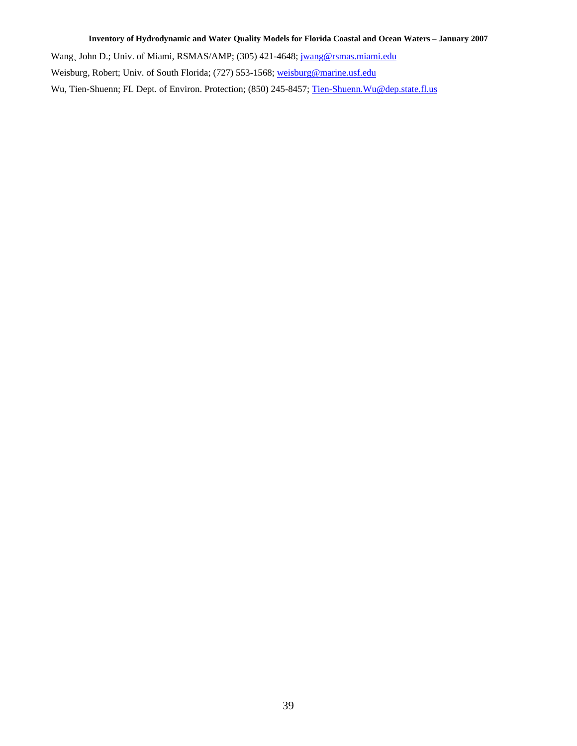Wang¸ John D.; Univ. of Miami, RSMAS/AMP; (305) 421-4648; jwang@rsmas.miami.edu

Weisburg, Robert; Univ. of South Florida; (727) 553-1568; weisburg@marine.usf.edu

Wu, Tien-Shuenn; FL Dept. of Environ. Protection; (850) 245-8457; Tien-Shuenn.Wu@dep.state.fl.us